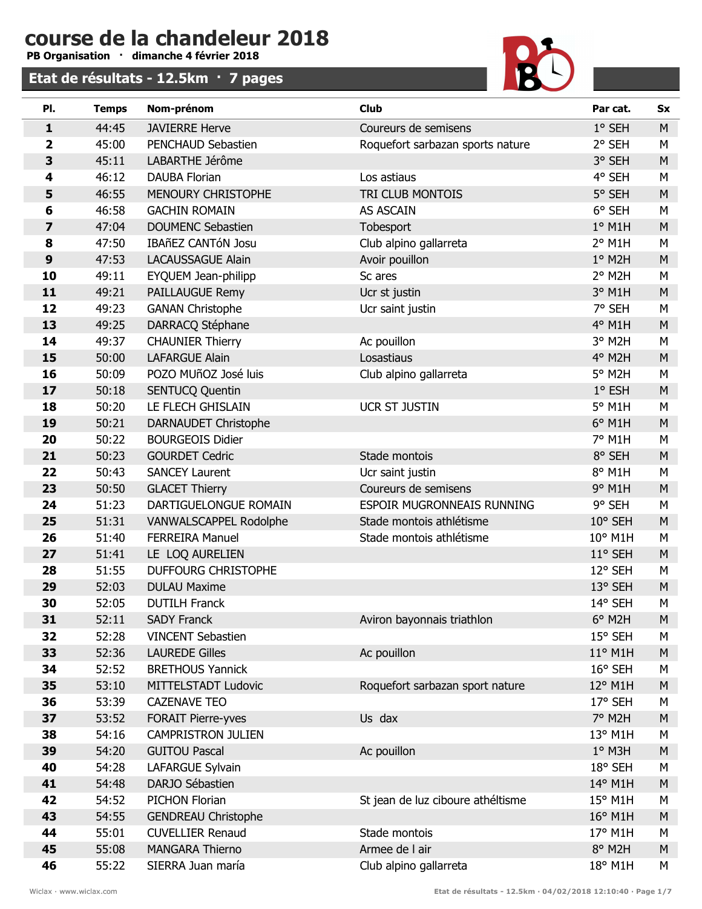# course de la chandeleur 2018

**PB Organisation · dimanche 4 février 2018**

## Etat de résultats - 12.5km · 7 pages

| Pl. | Temps | Nom-prénom | Club | Par cat. | Sx |
|---|---|---|---|---|---|
| **1** | 44:45 | JAVIERRE Herve | Coureurs de semisens | 1° SEH | M |
| **2** | 45:00 | PENCHAUD Sebastien | Roquefort sarbazan sports nature | 2° SEH | M |
| **3** | 45:11 | LABARTHE Jérôme | | 3° SEH | M |
| **4** | 46:12 | DAUBA Florian | Los astiaus | 4° SEH | M |
| **5** | 46:55 | MENOURY CHRISTOPHE | TRI CLUB MONTOIS | 5° SEH | M |
| **6** | 46:58 | GACHIN ROMAIN | AS ASCAIN | 6° SEH | M |
| **7** | 47:04 | DOUMENC Sebastien | Tobesport | 1° M1H | M |
| **8** | 47:50 | IBAñEZ CANTóN Josu | Club alpino gallarreta | 2° M1H | M |
| **9** | 47:53 | LACAUSSAGUE Alain | Avoir pouillon | 1° M2H | M |
| **10** | 49:11 | EYQUEM Jean-philipp | Sc ares | 2° M2H | M |
| **11** | 49:21 | PAILLAUGUE Remy | Ucr st justin | 3° M1H | M |
| **12** | 49:23 | GANAN Christophe | Ucr saint justin | 7° SEH | M |
| **13** | 49:25 | DARRACQ Stéphane | | 4° M1H | M |
| **14** | 49:37 | CHAUNIER Thierry | Ac pouillon | 3° M2H | M |
| **15** | 50:00 | LAFARGUE Alain | Losastiaus | 4° M2H | M |
| **16** | 50:09 | POZO MUñOZ José luis | Club alpino gallarreta | 5° M2H | M |
| **17** | 50:18 | SENTUCQ Quentin | | 1° ESH | M |
| **18** | 50:20 | LE FLECH GHISLAIN | UCR ST JUSTIN | 5° M1H | M |
| **19** | 50:21 | DARNAUDET Christophe | | 6° M1H | M |
| **20** | 50:22 | BOURGEOIS Didier | | 7° M1H | M |
| **21** | 50:23 | GOURDET Cedric | Stade montois | 8° SEH | M |
| **22** | 50:43 | SANCEY Laurent | Ucr saint justin | 8° M1H | M |
| **23** | 50:50 | GLACET Thierry | Coureurs de semisens | 9° M1H | M |
| **24** | 51:23 | DARTIGUELONGUE ROMAIN | ESPOIR MUGRONNEAIS RUNNING | 9° SEH | M |
| **25** | 51:31 | VANWALSCAPPEL Rodolphe | Stade montois athlétisme | 10° SEH | M |
| **26** | 51:40 | FERREIRA Manuel | Stade montois athlétisme | 10° M1H | M |
| **27** | 51:41 | LE LOQ AURELIEN | | 11° SEH | M |
| **28** | 51:55 | DUFFOURG CHRISTOPHE | | 12° SEH | M |
| **29** | 52:03 | DULAU Maxime | | 13° SEH | M |
| **30** | 52:05 | DUTILH Franck | | 14° SEH | M |
| **31** | 52:11 | SADY Franck | Aviron bayonnais triathlon | 6° M2H | M |
| **32** | 52:28 | VINCENT Sebastien | | 15° SEH | M |
| **33** | 52:36 | LAUREDE Gilles | Ac pouillon | 11° M1H | M |
| **34** | 52:52 | BRETHOUS Yannick | | 16° SEH | M |
| **35** | 53:10 | MITTELSTADT Ludovic | Roquefort sarbazan sport nature | 12° M1H | M |
| **36** | 53:39 | CAZENAVE TEO | | 17° SEH | M |
| **37** | 53:52 | FORAIT Pierre-yves | Us dax | 7° M2H | M |
| **38** | 54:16 | CAMPRISTRON JULIEN | | 13° M1H | M |
| **39** | 54:20 | GUITOU Pascal | Ac pouillon | 1° M3H | M |
| **40** | 54:28 | LAFARGUE Sylvain | | 18° SEH | M |
| **41** | 54:48 | DARJO Sébastien | | 14° M1H | M |
| **42** | 54:52 | PICHON Florian | St jean de luz ciboure athéltisme | 15° M1H | M |
| **43** | 54:55 | GENDREAU Christophe | | 16° M1H | M |
| **44** | 55:01 | CUVELLIER Renaud | Stade montois | 17° M1H | M |
| **45** | 55:08 | MANGARA Thierno | Armee de l air | 8° M2H | M |
| **46** | 55:22 | SIERRA Juan maría | Club alpino gallarreta | 18° M1H | M |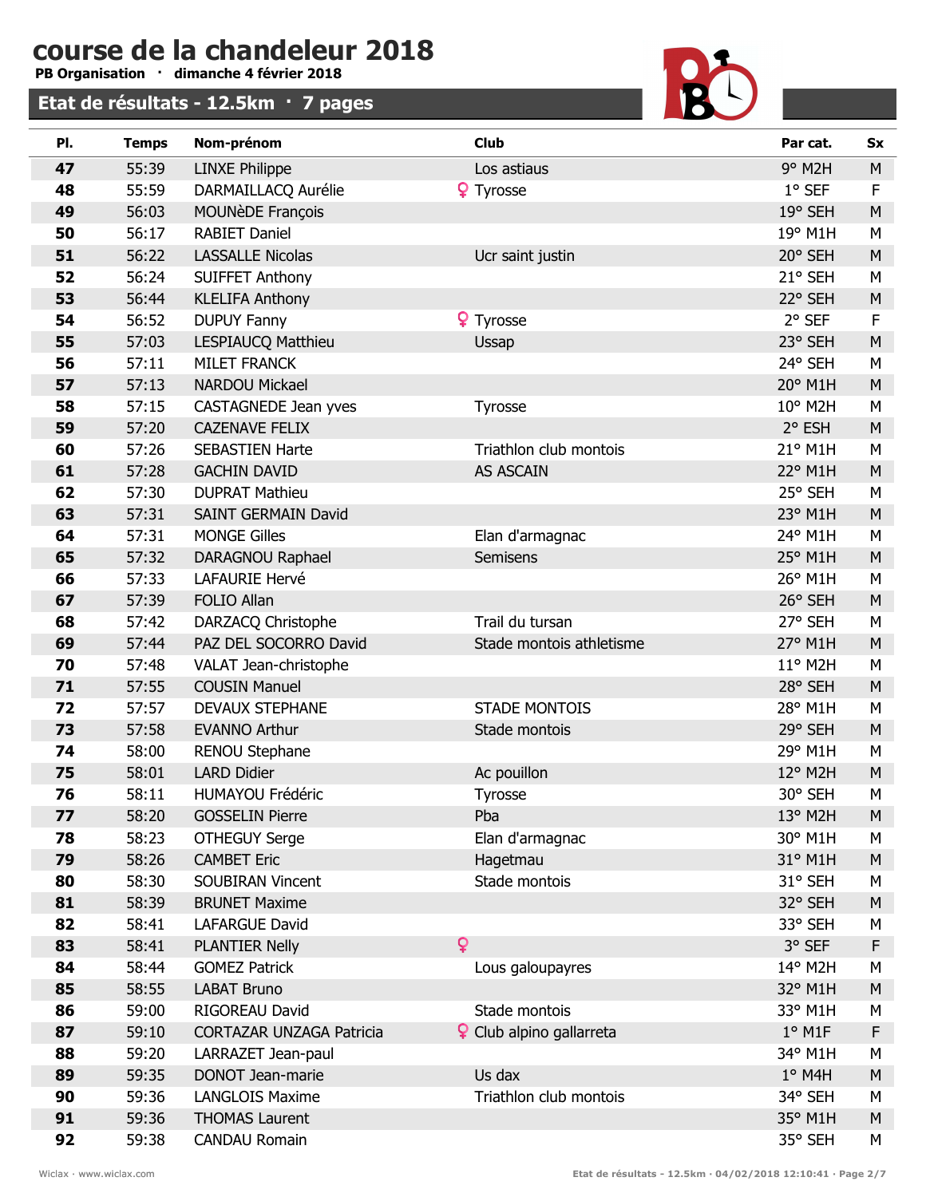# course de la chandeleur 2018

**PB Organisation · dimanche 4 février 2018**

## Etat de résultats - 12.5km · 7 pages

| Pl. | Temps | Nom-prénom | Club | Par cat. | Sx |
|---|---|---|---|---|---|
| 47 | 55:39 | LINXE Philippe | Los astiaus | 9° M2H | M |
| 48 | 55:59 | DARMAILLACQ Aurélie | ♀ Tyrosse | 1° SEF | F |
| 49 | 56:03 | MOUNèDE François | | 19° SEH | M |
| 50 | 56:17 | RABIET Daniel | | 19° M1H | M |
| 51 | 56:22 | LASSALLE Nicolas | Ucr saint justin | 20° SEH | M |
| 52 | 56:24 | SUIFFET Anthony | | 21° SEH | M |
| 53 | 56:44 | KLELIFA Anthony | | 22° SEH | M |
| 54 | 56:52 | DUPUY Fanny | ♀ Tyrosse | 2° SEF | F |
| 55 | 57:03 | LESPIAUCQ Matthieu | Ussap | 23° SEH | M |
| 56 | 57:11 | MILET FRANCK | | 24° SEH | M |
| 57 | 57:13 | NARDOU Mickael | | 20° M1H | M |
| 58 | 57:15 | CASTAGNEDE Jean yves | Tyrosse | 10° M2H | M |
| 59 | 57:20 | CAZENAVE FELIX | | 2° ESH | M |
| 60 | 57:26 | SEBASTIEN Harte | Triathlon club montois | 21° M1H | M |
| 61 | 57:28 | GACHIN DAVID | AS ASCAIN | 22° M1H | M |
| 62 | 57:30 | DUPRAT Mathieu | | 25° SEH | M |
| 63 | 57:31 | SAINT GERMAIN David | | 23° M1H | M |
| 64 | 57:31 | MONGE Gilles | Elan d'armagnac | 24° M1H | M |
| 65 | 57:32 | DARAGNOU Raphael | Semisens | 25° M1H | M |
| 66 | 57:33 | LAFAURIE Hervé | | 26° M1H | M |
| 67 | 57:39 | FOLIO Allan | | 26° SEH | M |
| 68 | 57:42 | DARZACQ Christophe | Trail du tursan | 27° SEH | M |
| 69 | 57:44 | PAZ DEL SOCORRO David | Stade montois athletisme | 27° M1H | M |
| 70 | 57:48 | VALAT Jean-christophe | | 11° M2H | M |
| 71 | 57:55 | COUSIN Manuel | | 28° SEH | M |
| 72 | 57:57 | DEVAUX STEPHANE | STADE MONTOIS | 28° M1H | M |
| 73 | 57:58 | EVANNO Arthur | Stade montois | 29° SEH | M |
| 74 | 58:00 | RENOU Stephane | | 29° M1H | M |
| 75 | 58:01 | LARD Didier | Ac pouillon | 12° M2H | M |
| 76 | 58:11 | HUMAYOU Frédéric | Tyrosse | 30° SEH | M |
| 77 | 58:20 | GOSSELIN Pierre | Pba | 13° M2H | M |
| 78 | 58:23 | OTHEGUY Serge | Elan d'armagnac | 30° M1H | M |
| 79 | 58:26 | CAMBET Eric | Hagetmau | 31° M1H | M |
| 80 | 58:30 | SOUBIRAN Vincent | Stade montois | 31° SEH | M |
| 81 | 58:39 | BRUNET Maxime | | 32° SEH | M |
| 82 | 58:41 | LAFARGUE David | | 33° SEH | M |
| 83 | 58:41 | PLANTIER Nelly | ♀ | 3° SEF | F |
| 84 | 58:44 | GOMEZ Patrick | Lous galoupayres | 14° M2H | M |
| 85 | 58:55 | LABAT Bruno | | 32° M1H | M |
| 86 | 59:00 | RIGOREAU David | Stade montois | 33° M1H | M |
| 87 | 59:10 | CORTAZAR UNZAGA Patricia | ♀ Club alpino gallarreta | 1° M1F | F |
| 88 | 59:20 | LARRAZET Jean-paul | | 34° M1H | M |
| 89 | 59:35 | DONOT Jean-marie | Us dax | 1° M4H | M |
| 90 | 59:36 | LANGLOIS Maxime | Triathlon club montois | 34° SEH | M |
| 91 | 59:36 | THOMAS Laurent | | 35° M1H | M |
| 92 | 59:38 | CANDAU Romain | | 35° SEH | M |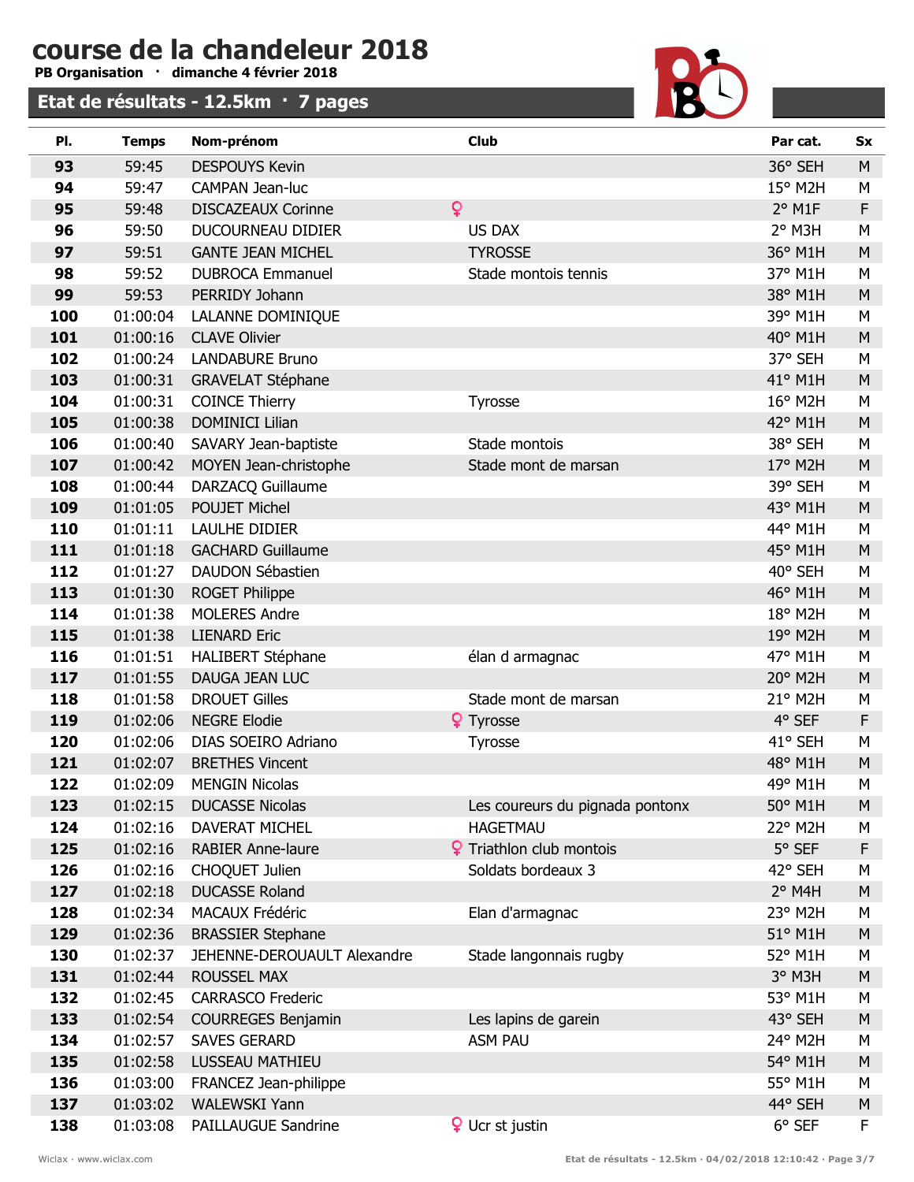# course de la chandeleur 2018

**PB Organisation · dimanche 4 février 2018**

## Etat de résultats - 12.5km · 7 pages

| Pl. | Temps | Nom-prénom | Club | Par cat. | Sx |
|---|---|---|---|---|---|
| 93 | 59:45 | DESPOUYS Kevin | | 36° SEH | M |
| 94 | 59:47 | CAMPAN Jean-luc | | 15° M2H | M |
| 95 | 59:48 | DISCAZEAUX Corinne | ♀ | 2° M1F | F |
| 96 | 59:50 | DUCOURNEAU DIDIER | US DAX | 2° M3H | M |
| 97 | 59:51 | GANTE JEAN MICHEL | TYROSSE | 36° M1H | M |
| 98 | 59:52 | DUBROCA Emmanuel | Stade montois tennis | 37° M1H | M |
| 99 | 59:53 | PERRIDY Johann | | 38° M1H | M |
| 100 | 01:00:04 | LALANNE DOMINIQUE | | 39° M1H | M |
| 101 | 01:00:16 | CLAVE Olivier | | 40° M1H | M |
| 102 | 01:00:24 | LANDABURE Bruno | | 37° SEH | M |
| 103 | 01:00:31 | GRAVELAT Stéphane | | 41° M1H | M |
| 104 | 01:00:31 | COINCE Thierry | Tyrosse | 16° M2H | M |
| 105 | 01:00:38 | DOMINICI Lilian | | 42° M1H | M |
| 106 | 01:00:40 | SAVARY Jean-baptiste | Stade montois | 38° SEH | M |
| 107 | 01:00:42 | MOYEN Jean-christophe | Stade mont de marsan | 17° M2H | M |
| 108 | 01:00:44 | DARZACQ Guillaume | | 39° SEH | M |
| 109 | 01:01:05 | POUJET Michel | | 43° M1H | M |
| 110 | 01:01:11 | LAULHE DIDIER | | 44° M1H | M |
| 111 | 01:01:18 | GACHARD Guillaume | | 45° M1H | M |
| 112 | 01:01:27 | DAUDON Sébastien | | 40° SEH | M |
| 113 | 01:01:30 | ROGET Philippe | | 46° M1H | M |
| 114 | 01:01:38 | MOLERES Andre | | 18° M2H | M |
| 115 | 01:01:38 | LIENARD Eric | | 19° M2H | M |
| 116 | 01:01:51 | HALIBERT Stéphane | élan d armagnac | 47° M1H | M |
| 117 | 01:01:55 | DAUGA JEAN LUC | | 20° M2H | M |
| 118 | 01:01:58 | DROUET Gilles | Stade mont de marsan | 21° M2H | M |
| 119 | 01:02:06 | NEGRE Elodie | ♀ Tyrosse | 4° SEF | F |
| 120 | 01:02:06 | DIAS SOEIRO Adriano | Tyrosse | 41° SEH | M |
| 121 | 01:02:07 | BRETHES Vincent | | 48° M1H | M |
| 122 | 01:02:09 | MENGIN Nicolas | | 49° M1H | M |
| 123 | 01:02:15 | DUCASSE Nicolas | Les coureurs du pignada pontonx | 50° M1H | M |
| 124 | 01:02:16 | DAVERAT MICHEL | HAGETMAU | 22° M2H | M |
| 125 | 01:02:16 | RABIER Anne-laure | ♀ Triathlon club montois | 5° SEF | F |
| 126 | 01:02:16 | CHOQUET Julien | Soldats bordeaux 3 | 42° SEH | M |
| 127 | 01:02:18 | DUCASSE Roland | | 2° M4H | M |
| 128 | 01:02:34 | MACAUX Frédéric | Elan d'armagnac | 23° M2H | M |
| 129 | 01:02:36 | BRASSIER Stephane | | 51° M1H | M |
| 130 | 01:02:37 | JEHENNE-DEROUAULT Alexandre | Stade langonnais rugby | 52° M1H | M |
| 131 | 01:02:44 | ROUSSEL MAX | | 3° M3H | M |
| 132 | 01:02:45 | CARRASCO Frederic | | 53° M1H | M |
| 133 | 01:02:54 | COURREGES Benjamin | Les lapins de garein | 43° SEH | M |
| 134 | 01:02:57 | SAVES GERARD | ASM PAU | 24° M2H | M |
| 135 | 01:02:58 | LUSSEAU MATHIEU | | 54° M1H | M |
| 136 | 01:03:00 | FRANCEZ Jean-philippe | | 55° M1H | M |
| 137 | 01:03:02 | WALEWSKI Yann | | 44° SEH | M |
| 138 | 01:03:08 | PAILLAUGUE Sandrine | ♀ Ucr st justin | 6° SEF | F |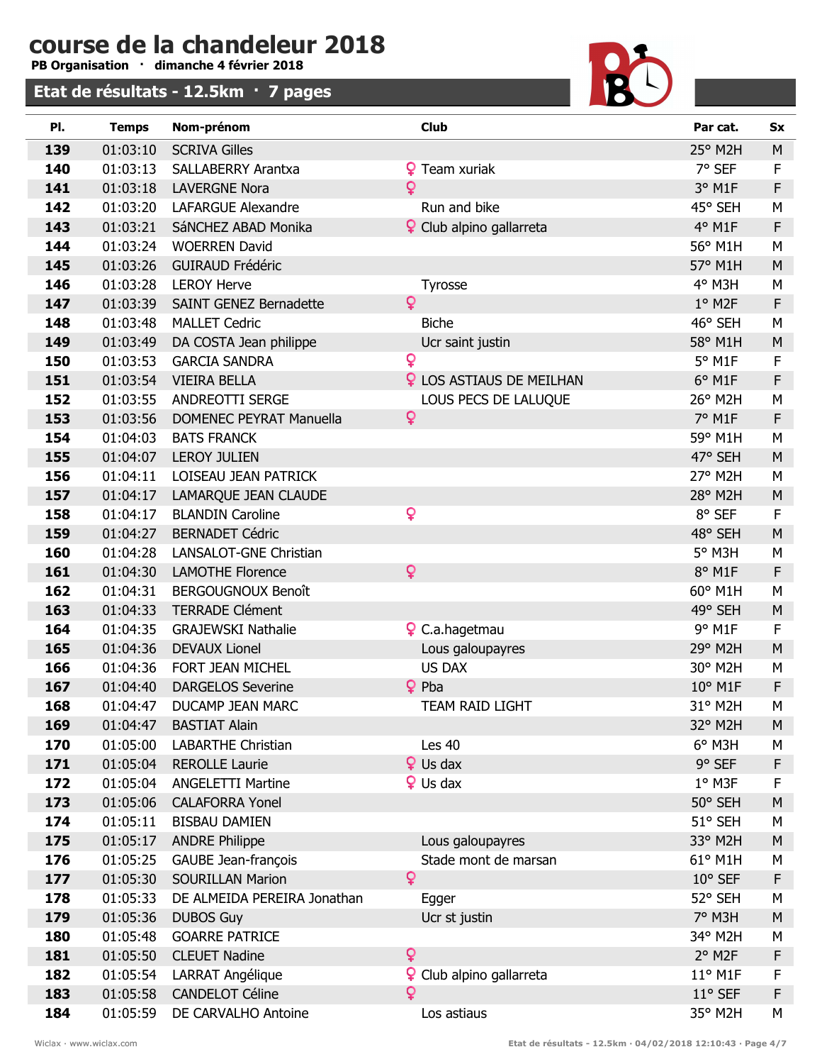# course de la chandeleur 2018

**PB Organisation · dimanche 4 février 2018**

## Etat de résultats - 12.5km · 7 pages

| Pl. | Temps | Nom-prénom | Club | Par cat. | Sx |
|---|---|---|---|---|---|
| 139 | 01:03:10 | SCRIVA Gilles | | 25° M2H | M |
| 140 | 01:03:13 | SALLABERRY Arantxa | ♀ Team xuriak | 7° SEF | F |
| 141 | 01:03:18 | LAVERGNE Nora | ♀ | 3° M1F | F |
| 142 | 01:03:20 | LAFARGUE Alexandre | Run and bike | 45° SEH | M |
| 143 | 01:03:21 | SáNCHEZ ABAD Monika | ♀ Club alpino gallarreta | 4° M1F | F |
| 144 | 01:03:24 | WOERREN David | | 56° M1H | M |
| 145 | 01:03:26 | GUIRAUD Frédéric | | 57° M1H | M |
| 146 | 01:03:28 | LEROY Herve | Tyrosse | 4° M3H | M |
| 147 | 01:03:39 | SAINT GENEZ Bernadette | ♀ | 1° M2F | F |
| 148 | 01:03:48 | MALLET Cedric | Biche | 46° SEH | M |
| 149 | 01:03:49 | DA COSTA Jean philippe | Ucr saint justin | 58° M1H | M |
| 150 | 01:03:53 | GARCIA SANDRA | ♀ | 5° M1F | F |
| 151 | 01:03:54 | VIEIRA BELLA | ♀ LOS ASTIAUS DE MEILHAN | 6° M1F | F |
| 152 | 01:03:55 | ANDREOTTI SERGE | LOUS PECS DE LALUQUE | 26° M2H | M |
| 153 | 01:03:56 | DOMENEC PEYRAT Manuella | ♀ | 7° M1F | F |
| 154 | 01:04:03 | BATS FRANCK | | 59° M1H | M |
| 155 | 01:04:07 | LEROY JULIEN | | 47° SEH | M |
| 156 | 01:04:11 | LOISEAU JEAN PATRICK | | 27° M2H | M |
| 157 | 01:04:17 | LAMARQUE JEAN CLAUDE | | 28° M2H | M |
| 158 | 01:04:17 | BLANDIN Caroline | ♀ | 8° SEF | F |
| 159 | 01:04:27 | BERNADET Cédric | | 48° SEH | M |
| 160 | 01:04:28 | LANSALOT-GNE Christian | | 5° M3H | M |
| 161 | 01:04:30 | LAMOTHE Florence | ♀ | 8° M1F | F |
| 162 | 01:04:31 | BERGOUGNOUX Benoît | | 60° M1H | M |
| 163 | 01:04:33 | TERRADE Clément | | 49° SEH | M |
| 164 | 01:04:35 | GRAJEWSKI Nathalie | ♀ C.a.hagetmau | 9° M1F | F |
| 165 | 01:04:36 | DEVAUX Lionel | Lous galoupayres | 29° M2H | M |
| 166 | 01:04:36 | FORT JEAN MICHEL | US DAX | 30° M2H | M |
| 167 | 01:04:40 | DARGELOS Severine | ♀ Pba | 10° M1F | F |
| 168 | 01:04:47 | DUCAMP JEAN MARC | TEAM RAID LIGHT | 31° M2H | M |
| 169 | 01:04:47 | BASTIAT Alain | | 32° M2H | M |
| 170 | 01:05:00 | LABARTHE Christian | Les 40 | 6° M3H | M |
| 171 | 01:05:04 | REROLLE Laurie | ♀ Us dax | 9° SEF | F |
| 172 | 01:05:04 | ANGELETTI Martine | ♀ Us dax | 1° M3F | F |
| 173 | 01:05:06 | CALAFORRA Yonel | | 50° SEH | M |
| 174 | 01:05:11 | BISBAU DAMIEN | | 51° SEH | M |
| 175 | 01:05:17 | ANDRE Philippe | Lous galoupayres | 33° M2H | M |
| 176 | 01:05:25 | GAUBE Jean-françois | Stade mont de marsan | 61° M1H | M |
| 177 | 01:05:30 | SOURILLAN Marion | ♀ | 10° SEF | F |
| 178 | 01:05:33 | DE ALMEIDA PEREIRA Jonathan | Egger | 52° SEH | M |
| 179 | 01:05:36 | DUBOS Guy | Ucr st justin | 7° M3H | M |
| 180 | 01:05:48 | GOARRE PATRICE | | 34° M2H | M |
| 181 | 01:05:50 | CLEUET Nadine | ♀ | 2° M2F | F |
| 182 | 01:05:54 | LARRAT Angélique | ♀ Club alpino gallarreta | 11° M1F | F |
| 183 | 01:05:58 | CANDELOT Céline | ♀ | 11° SEF | F |
| 184 | 01:05:59 | DE CARVALHO Antoine | Los astiaus | 35° M2H | M |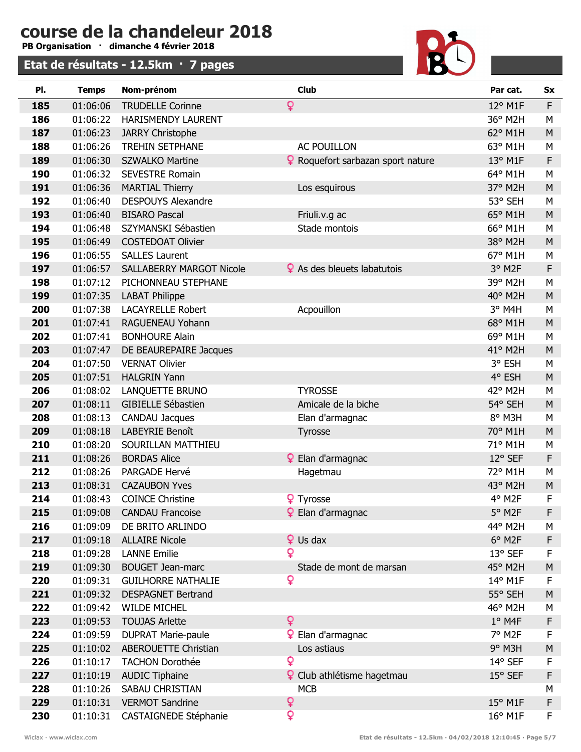# course de la chandeleur 2018

**PB Organisation · dimanche 4 février 2018**

## Etat de résultats - 12.5km · 7 pages

| Pl. | Temps | Nom-prénom | Club | Par cat. | Sx |
|---|---|---|---|---|---|
| 185 | 01:06:06 | TRUDELLE Corinne | ♀ | 12° M1F | F |
| 186 | 01:06:22 | HARISMENDY LAURENT | | 36° M2H | M |
| 187 | 01:06:23 | JARRY Christophe | | 62° M1H | M |
| 188 | 01:06:26 | TREHIN SETPHANE | AC POUILLON | 63° M1H | M |
| 189 | 01:06:30 | SZWALKO Martine | ♀ Roquefort sarbazan sport nature | 13° M1F | F |
| 190 | 01:06:32 | SEVESTRE Romain | | 64° M1H | M |
| 191 | 01:06:36 | MARTIAL Thierry | Los esquirous | 37° M2H | M |
| 192 | 01:06:40 | DESPOUYS Alexandre | | 53° SEH | M |
| 193 | 01:06:40 | BISARO Pascal | Friuli.v.g ac | 65° M1H | M |
| 194 | 01:06:48 | SZYMANSKI Sébastien | Stade montois | 66° M1H | M |
| 195 | 01:06:49 | COSTEDOAT Olivier | | 38° M2H | M |
| 196 | 01:06:55 | SALLES Laurent | | 67° M1H | M |
| 197 | 01:06:57 | SALLABERRY MARGOT Nicole | ♀ As des bleuets labatutois | 3° M2F | F |
| 198 | 01:07:12 | PICHONNEAU STEPHANE | | 39° M2H | M |
| 199 | 01:07:35 | LABAT Philippe | | 40° M2H | M |
| 200 | 01:07:38 | LACAYRELLE Robert | Acpouillon | 3° M4H | M |
| 201 | 01:07:41 | RAGUENEAU Yohann | | 68° M1H | M |
| 202 | 01:07:41 | BONHOURE Alain | | 69° M1H | M |
| 203 | 01:07:47 | DE BEAUREPAIRE Jacques | | 41° M2H | M |
| 204 | 01:07:50 | VERNAT Olivier | | 3° ESH | M |
| 205 | 01:07:51 | HALGRIN Yann | | 4° ESH | M |
| 206 | 01:08:02 | LANQUETTE BRUNO | TYROSSE | 42° M2H | M |
| 207 | 01:08:11 | GIBIELLE Sébastien | Amicale de la biche | 54° SEH | M |
| 208 | 01:08:13 | CANDAU Jacques | Elan d'armagnac | 8° M3H | M |
| 209 | 01:08:18 | LABEYRIE Benoît | Tyrosse | 70° M1H | M |
| 210 | 01:08:20 | SOURILLAN MATTHIEU | | 71° M1H | M |
| 211 | 01:08:26 | BORDAS Alice | ♀ Elan d'armagnac | 12° SEF | F |
| 212 | 01:08:26 | PARGADE Hervé | Hagetmau | 72° M1H | M |
| 213 | 01:08:31 | CAZAUBON Yves | | 43° M2H | M |
| 214 | 01:08:43 | COINCE Christine | ♀ Tyrosse | 4° M2F | F |
| 215 | 01:09:08 | CANDAU Francoise | ♀ Elan d'armagnac | 5° M2F | F |
| 216 | 01:09:09 | DE BRITO ARLINDO | | 44° M2H | M |
| 217 | 01:09:18 | ALLAIRE Nicole | ♀ Us dax | 6° M2F | F |
| 218 | 01:09:28 | LANNE Emilie | ♀ | 13° SEF | F |
| 219 | 01:09:30 | BOUGET Jean-marc | Stade de mont de marsan | 45° M2H | M |
| 220 | 01:09:31 | GUILHORRE NATHALIE | ♀ | 14° M1F | F |
| 221 | 01:09:32 | DESPAGNET Bertrand | | 55° SEH | M |
| 222 | 01:09:42 | WILDE MICHEL | | 46° M2H | M |
| 223 | 01:09:53 | TOUJAS Arlette | ♀ | 1° M4F | F |
| 224 | 01:09:59 | DUPRAT Marie-paule | ♀ Elan d'armagnac | 7° M2F | F |
| 225 | 01:10:02 | ABEROUETTE Christian | Los astiaus | 9° M3H | M |
| 226 | 01:10:17 | TACHON Dorothée | ♀ | 14° SEF | F |
| 227 | 01:10:19 | AUDIC Tiphaine | ♀ Club athlétisme hagetmau | 15° SEF | F |
| 228 | 01:10:26 | SABAU CHRISTIAN | MCB | | M |
| 229 | 01:10:31 | VERMOT Sandrine | ♀ | 15° M1F | F |
| 230 | 01:10:31 | CASTAIGNEDE Stéphanie | ♀ | 16° M1F | F |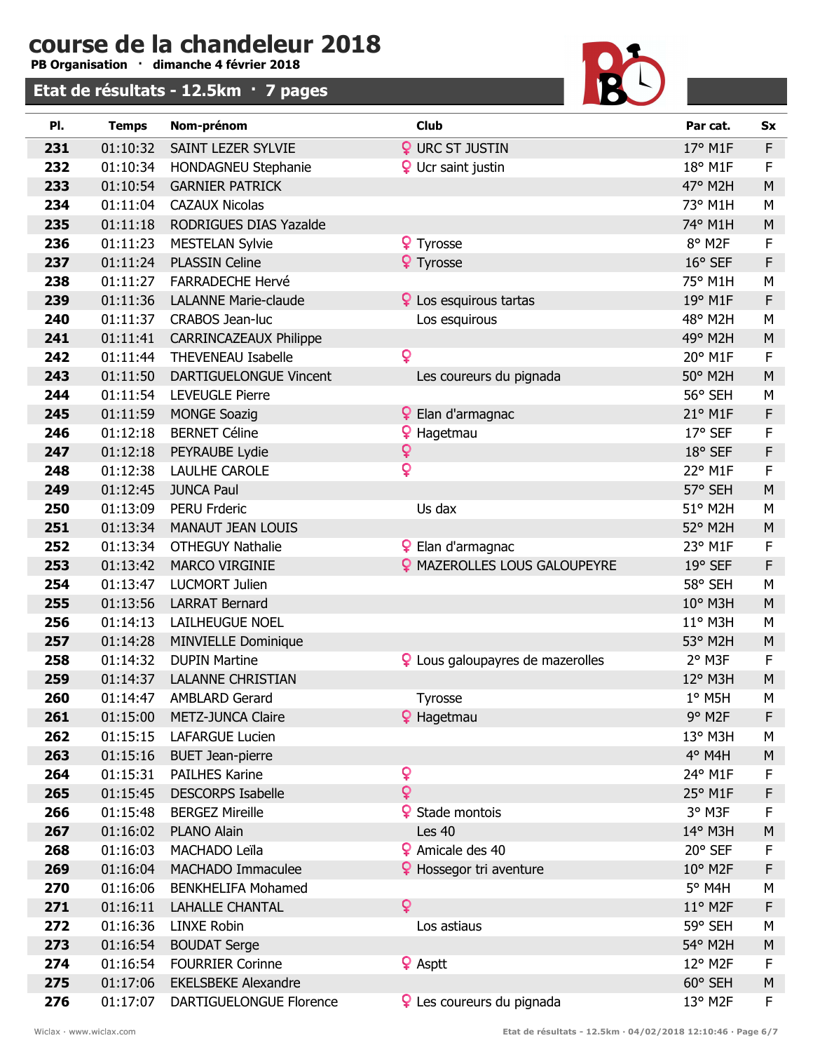# course de la chandeleur 2018

**PB Organisation · dimanche 4 février 2018**

## Etat de résultats - 12.5km · 7 pages

| Pl. | Temps | Nom-prénom | Club | Par cat. | Sx |
|---|---|---|---|---|---|
| 231 | 01:10:32 | SAINT LEZER SYLVIE | ♀ URC ST JUSTIN | 17° M1F | F |
| 232 | 01:10:34 | HONDAGNEU Stephanie | ♀ Ucr saint justin | 18° M1F | F |
| 233 | 01:10:54 | GARNIER PATRICK | | 47° M2H | M |
| 234 | 01:11:04 | CAZAUX Nicolas | | 73° M1H | M |
| 235 | 01:11:18 | RODRIGUES DIAS Yazalde | | 74° M1H | M |
| 236 | 01:11:23 | MESTELAN Sylvie | ♀ Tyrosse | 8° M2F | F |
| 237 | 01:11:24 | PLASSIN Celine | ♀ Tyrosse | 16° SEF | F |
| 238 | 01:11:27 | FARRADECHE Hervé | | 75° M1H | M |
| 239 | 01:11:36 | LALANNE Marie-claude | ♀ Los esquirous tartas | 19° M1F | F |
| 240 | 01:11:37 | CRABOS Jean-luc | Los esquirous | 48° M2H | M |
| 241 | 01:11:41 | CARRINCAZEAUX Philippe | | 49° M2H | M |
| 242 | 01:11:44 | THEVENEAU Isabelle | ♀ | 20° M1F | F |
| 243 | 01:11:50 | DARTIGUELONGUE Vincent | Les coureurs du pignada | 50° M2H | M |
| 244 | 01:11:54 | LEVEUGLE Pierre | | 56° SEH | M |
| 245 | 01:11:59 | MONGE Soazig | ♀ Elan d'armagnac | 21° M1F | F |
| 246 | 01:12:18 | BERNET Céline | ♀ Hagetmau | 17° SEF | F |
| 247 | 01:12:18 | PEYRAUBE Lydie | ♀ | 18° SEF | F |
| 248 | 01:12:38 | LAULHE CAROLE | ♀ | 22° M1F | F |
| 249 | 01:12:45 | JUNCA Paul | | 57° SEH | M |
| 250 | 01:13:09 | PERU Frderic | Us dax | 51° M2H | M |
| 251 | 01:13:34 | MANAUT JEAN LOUIS | | 52° M2H | M |
| 252 | 01:13:34 | OTHEGUY Nathalie | ♀ Elan d'armagnac | 23° M1F | F |
| 253 | 01:13:42 | MARCO VIRGINIE | ♀ MAZEROLLES LOUS GALOUPEYRE | 19° SEF | F |
| 254 | 01:13:47 | LUCMORT Julien | | 58° SEH | M |
| 255 | 01:13:56 | LARRAT Bernard | | 10° M3H | M |
| 256 | 01:14:13 | LAILHEUGUE NOEL | | 11° M3H | M |
| 257 | 01:14:28 | MINVIELLE Dominique | | 53° M2H | M |
| 258 | 01:14:32 | DUPIN Martine | ♀ Lous galoupayres de mazerolles | 2° M3F | F |
| 259 | 01:14:37 | LALANNE CHRISTIAN | | 12° M3H | M |
| 260 | 01:14:47 | AMBLARD Gerard | Tyrosse | 1° M5H | M |
| 261 | 01:15:00 | METZ-JUNCA Claire | ♀ Hagetmau | 9° M2F | F |
| 262 | 01:15:15 | LAFARGUE Lucien | | 13° M3H | M |
| 263 | 01:15:16 | BUET Jean-pierre | | 4° M4H | M |
| 264 | 01:15:31 | PAILHES Karine | ♀ | 24° M1F | F |
| 265 | 01:15:45 | DESCORPS Isabelle | ♀ | 25° M1F | F |
| 266 | 01:15:48 | BERGEZ Mireille | ♀ Stade montois | 3° M3F | F |
| 267 | 01:16:02 | PLANO Alain | Les 40 | 14° M3H | M |
| 268 | 01:16:03 | MACHADO Leïla | ♀ Amicale des 40 | 20° SEF | F |
| 269 | 01:16:04 | MACHADO Immaculee | ♀ Hossegor tri aventure | 10° M2F | F |
| 270 | 01:16:06 | BENKHELIFA Mohamed | | 5° M4H | M |
| 271 | 01:16:11 | LAHALLE CHANTAL | ♀ | 11° M2F | F |
| 272 | 01:16:36 | LINXE Robin | Los astiaus | 59° SEH | M |
| 273 | 01:16:54 | BOUDAT Serge | | 54° M2H | M |
| 274 | 01:16:54 | FOURRIER Corinne | ♀ Asptt | 12° M2F | F |
| 275 | 01:17:06 | EKELSBEKE Alexandre | | 60° SEH | M |
| 276 | 01:17:07 | DARTIGUELONGUE Florence | ♀ Les coureurs du pignada | 13° M2F | F |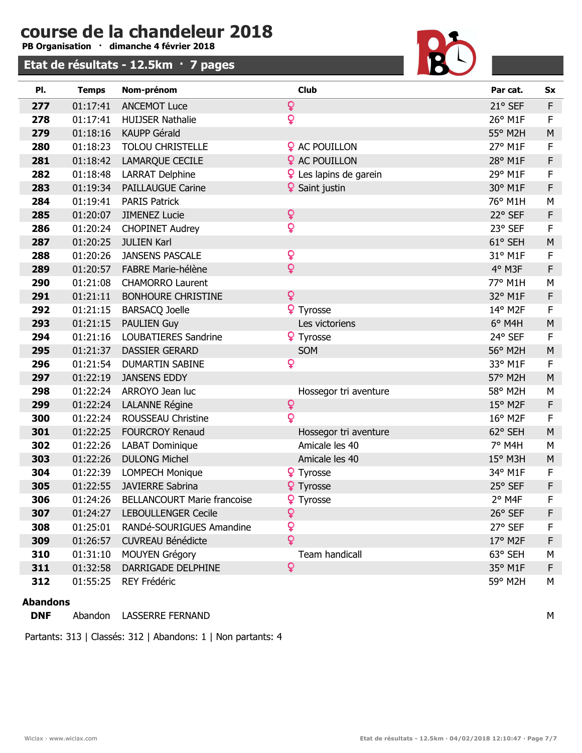# course de la chandeleur 2018

**PB Organisation · dimanche 4 février 2018**

## Etat de résultats - 12.5km · 7 pages

| Pl. | Temps | Nom-prénom | Club | Par cat. | Sx |
|---|---|---|---|---|---|
| 277 | 01:17:41 | ANCEMOT Luce | ♀ | 21° SEF | F |
| 278 | 01:17:41 | HUIJSER Nathalie | ♀ | 26° M1F | F |
| 279 | 01:18:16 | KAUPP Gérald | | 55° M2H | M |
| 280 | 01:18:23 | TOLOU CHRISTELLE | ♀ AC POUILLON | 27° M1F | F |
| 281 | 01:18:42 | LAMARQUE CECILE | ♀ AC POUILLON | 28° M1F | F |
| 282 | 01:18:48 | LARRAT Delphine | ♀ Les lapins de garein | 29° M1F | F |
| 283 | 01:19:34 | PAILLAUGUE Carine | ♀ Saint justin | 30° M1F | F |
| 284 | 01:19:41 | PARIS Patrick | | 76° M1H | M |
| 285 | 01:20:07 | JIMENEZ Lucie | ♀ | 22° SEF | F |
| 286 | 01:20:24 | CHOPINET Audrey | ♀ | 23° SEF | F |
| 287 | 01:20:25 | JULIEN Karl | | 61° SEH | M |
| 288 | 01:20:26 | JANSENS PASCALE | ♀ | 31° M1F | F |
| 289 | 01:20:57 | FABRE Marie-hélène | ♀ | 4° M3F | F |
| 290 | 01:21:08 | CHAMORRO Laurent | | 77° M1H | M |
| 291 | 01:21:11 | BONHOURE CHRISTINE | ♀ | 32° M1F | F |
| 292 | 01:21:15 | BARSACQ Joelle | ♀ Tyrosse | 14° M2F | F |
| 293 | 01:21:15 | PAULIEN Guy | Les victoriens | 6° M4H | M |
| 294 | 01:21:16 | LOUBATIERES Sandrine | ♀ Tyrosse | 24° SEF | F |
| 295 | 01:21:37 | DASSIER GERARD | SOM | 56° M2H | M |
| 296 | 01:21:54 | DUMARTIN SABINE | ♀ | 33° M1F | F |
| 297 | 01:22:19 | JANSENS EDDY | | 57° M2H | M |
| 298 | 01:22:24 | ARROYO Jean luc | Hossegor tri aventure | 58° M2H | M |
| 299 | 01:22:24 | LALANNE Régine | ♀ | 15° M2F | F |
| 300 | 01:22:24 | ROUSSEAU Christine | ♀ | 16° M2F | F |
| 301 | 01:22:25 | FOURCROY Renaud | Hossegor tri aventure | 62° SEH | M |
| 302 | 01:22:26 | LABAT Dominique | Amicale les 40 | 7° M4H | M |
| 303 | 01:22:26 | DULONG Michel | Amicale les 40 | 15° M3H | M |
| 304 | 01:22:39 | LOMPECH Monique | ♀ Tyrosse | 34° M1F | F |
| 305 | 01:22:55 | JAVIERRE Sabrina | ♀ Tyrosse | 25° SEF | F |
| 306 | 01:24:26 | BELLANCOURT Marie francoise | ♀ Tyrosse | 2° M4F | F |
| 307 | 01:24:27 | LEBOULLENGER Cecile | ♀ | 26° SEF | F |
| 308 | 01:25:01 | RANDé-SOURIGUES Amandine | ♀ | 27° SEF | F |
| 309 | 01:26:57 | CUVREAU Bénédicte | ♀ | 17° M2F | F |
| 310 | 01:31:10 | MOUYEN Grégory | Team handicall | 63° SEH | M |
| 311 | 01:32:58 | DARRIGADE DELPHINE | ♀ | 35° M1F | F |
| 312 | 01:55:25 | REY Frédéric | | 59° M2H | M |

**Abandons**

| | | | | | |
|---|---|---|---|---|---|
| **DNF** | Abandon | LASSERRE FERNAND | | | M |

Partants: 313 | Classés: 312 | Abandons: 1 | Non partants: 4